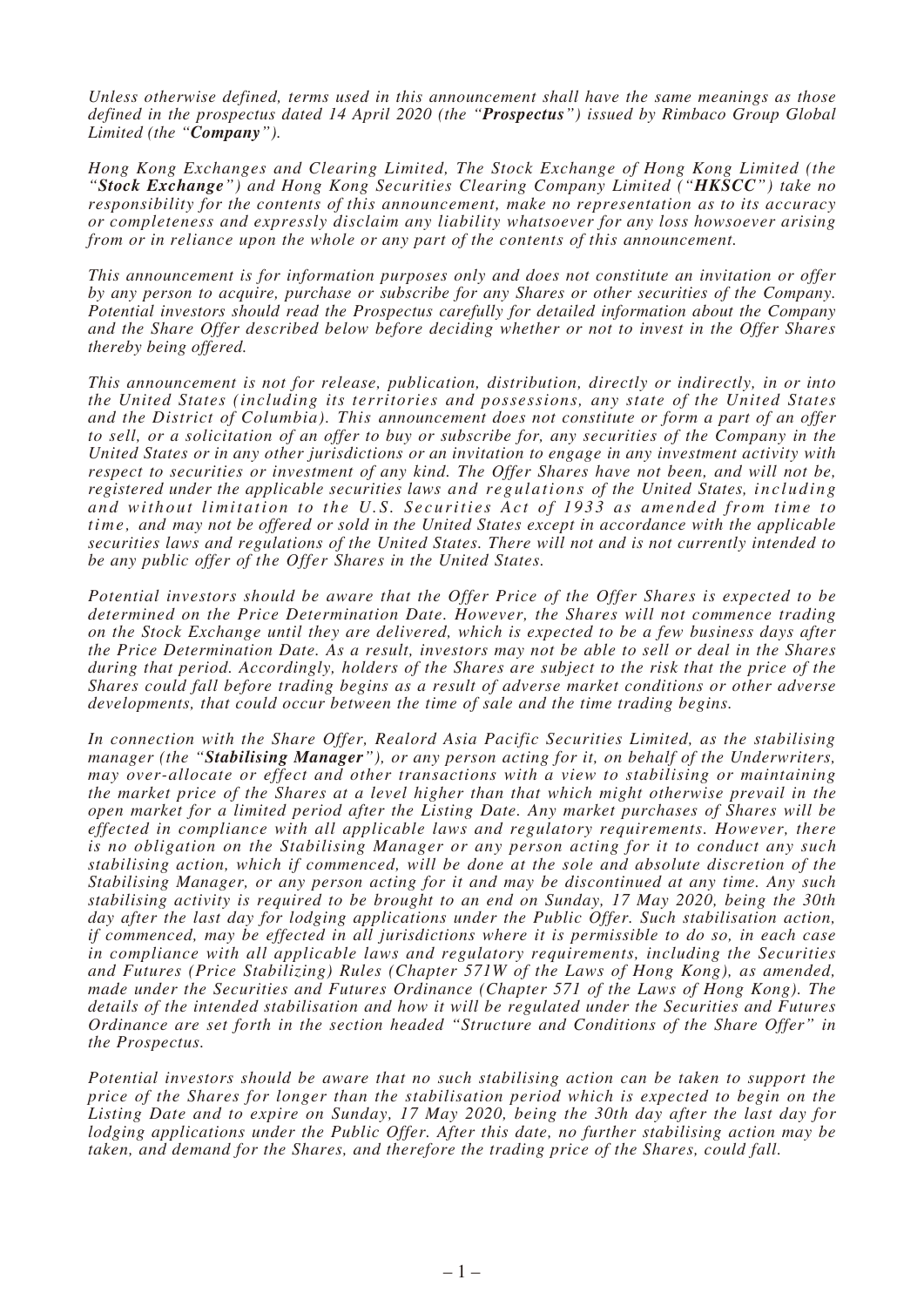*Unless otherwise defined, terms used in this announcement shall have the same meanings as those defined in the prospectus dated 14 April 2020 (the "**Prospectus**") issued by Rimbaco Group Global Limited (the "**Company**").*

*Hong Kong Exchanges and Clearing Limited, The Stock Exchange of Hong Kong Limited (the "**Stock Exchange**") and Hong Kong Securities Clearing Company Limited ("**HKSCC**") take no responsibility for the contents of this announcement, make no representation as to its accuracy or completeness and expressly disclaim any liability whatsoever for any loss howsoever arising from or in reliance upon the whole or any part of the contents of this announcement.*

*This announcement is for information purposes only and does not constitute an invitation or offer by any person to acquire, purchase or subscribe for any Shares or other securities of the Company. Potential investors should read the Prospectus carefully for detailed information about the Company and the Share Offer described below before deciding whether or not to invest in the Offer Shares thereby being offered.*

*This announcement is not for release, publication, distribution, directly or indirectly, in or into the United States (including its territories and possessions, any state of the United States and the District of Columbia). This announcement does not constitute or form a part of an offer to sell, or a solicitation of an offer to buy or subscribe for, any securities of the Company in the United States or in any other jurisdictions or an invitation to engage in any investment activity with respect to securities or investment of any kind. The Offer Shares have not been, and will not be, registered under the applicable securities laws and regulations of the United States, including and without limitation to the U.S. Securities Act of 1933 as amended from time to time, and may not be offered or sold in the United States except in accordance with the applicable securities laws and regulations of the United States. There will not and is not currently intended to be any public offer of the Offer Shares in the United States.*

*Potential investors should be aware that the Offer Price of the Offer Shares is expected to be determined on the Price Determination Date. However, the Shares will not commence trading on the Stock Exchange until they are delivered, which is expected to be a few business days after the Price Determination Date. As a result, investors may not be able to sell or deal in the Shares during that period. Accordingly, holders of the Shares are subject to the risk that the price of the Shares could fall before trading begins as a result of adverse market conditions or other adverse developments, that could occur between the time of sale and the time trading begins.*

*In connection with the Share Offer, Realord Asia Pacific Securities Limited, as the stabilising manager (the "**Stabilising Manager**"), or any person acting for it, on behalf of the Underwriters, may over-allocate or effect and other transactions with a view to stabilising or maintaining the market price of the Shares at a level higher than that which might otherwise prevail in the open market for a limited period after the Listing Date. Any market purchases of Shares will be effected in compliance with all applicable laws and regulatory requirements. However, there is no obligation on the Stabilising Manager or any person acting for it to conduct any such stabilising action, which if commenced, will be done at the sole and absolute discretion of the Stabilising Manager, or any person acting for it and may be discontinued at any time. Any such stabilising activity is required to be brought to an end on Sunday, 17 May 2020, being the 30th day after the last day for lodging applications under the Public Offer. Such stabilisation action, if commenced, may be effected in all jurisdictions where it is permissible to do so, in each case in compliance with all applicable laws and regulatory requirements, including the Securities and Futures (Price Stabilizing) Rules (Chapter 571W of the Laws of Hong Kong), as amended, made under the Securities and Futures Ordinance (Chapter 571 of the Laws of Hong Kong). The details of the intended stabilisation and how it will be regulated under the Securities and Futures Ordinance are set forth in the section headed "Structure and Conditions of the Share Offer" in the Prospectus.*

*Potential investors should be aware that no such stabilising action can be taken to support the price of the Shares for longer than the stabilisation period which is expected to begin on the Listing Date and to expire on Sunday, 17 May 2020, being the 30th day after the last day for lodging applications under the Public Offer. After this date, no further stabilising action may be taken, and demand for the Shares, and therefore the trading price of the Shares, could fall.*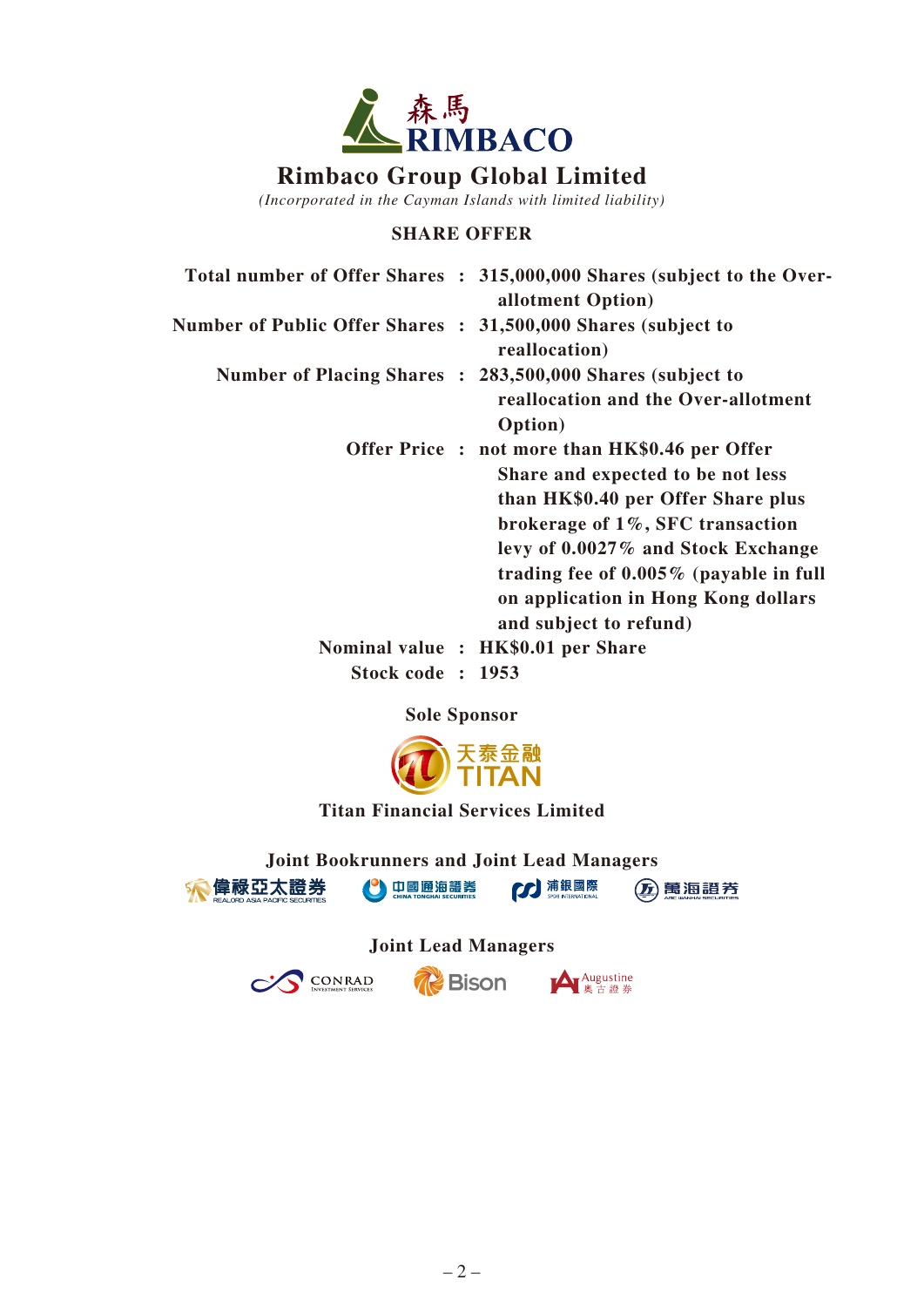森馬
RIMBACO

# Rimbaco Group Global Limited

*(Incorporated in the Cayman Islands with limited liability)*

## SHARE OFFER

| | | |
|---|---|---|
| **Total number of Offer Shares** | **:** | **315,000,000 Shares (subject to the Over-allotment Option)** |
| **Number of Public Offer Shares** | **:** | **31,500,000 Shares (subject to reallocation)** |
| **Number of Placing Shares** | **:** | **283,500,000 Shares (subject to reallocation and the Over-allotment Option)** |
| **Offer Price** | **:** | **not more than HK$0.46 per Offer Share and expected to be not less than HK$0.40 per Offer Share plus brokerage of 1%, SFC transaction levy of 0.0027% and Stock Exchange trading fee of 0.005% (payable in full on application in Hong Kong dollars and subject to refund)** |
| **Nominal value** | **:** | **HK$0.01 per Share** |
| **Stock code** | **:** | **1953** |

**Sole Sponsor**

天泰金融
TITAN

**Titan Financial Services Limited**

**Joint Bookrunners and Joint Lead Managers**

偉祿亞太證券 REALORD ASIA PACIFIC SECURITIES

中國通海證券 CHINA TONGHAI SECURITIES

浦銀國際 SPDB INTERNATIONAL

萬海證券 ABC WANHAI SECURITIES

**Joint Lead Managers**

CONRAD INVESTMENT SERVICES

Bison

Augustine 奧古證券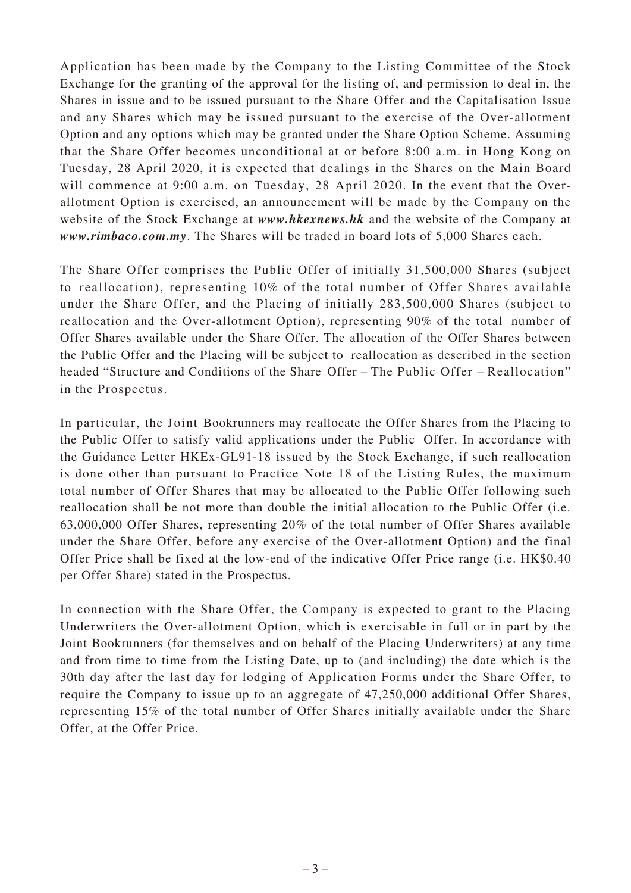Application has been made by the Company to the Listing Committee of the Stock Exchange for the granting of the approval for the listing of, and permission to deal in, the Shares in issue and to be issued pursuant to the Share Offer and the Capitalisation Issue and any Shares which may be issued pursuant to the exercise of the Over-allotment Option and any options which may be granted under the Share Option Scheme. Assuming that the Share Offer becomes unconditional at or before 8:00 a.m. in Hong Kong on Tuesday, 28 April 2020, it is expected that dealings in the Shares on the Main Board will commence at 9:00 a.m. on Tuesday, 28 April 2020. In the event that the Over-allotment Option is exercised, an announcement will be made by the Company on the website of the Stock Exchange at ***www.hkexnews.hk*** and the website of the Company at ***www.rimbaco.com.my***. The Shares will be traded in board lots of 5,000 Shares each.

The Share Offer comprises the Public Offer of initially 31,500,000 Shares (subject to reallocation), representing 10% of the total number of Offer Shares available under the Share Offer, and the Placing of initially 283,500,000 Shares (subject to reallocation and the Over-allotment Option), representing 90% of the total number of Offer Shares available under the Share Offer. The allocation of the Offer Shares between the Public Offer and the Placing will be subject to reallocation as described in the section headed "Structure and Conditions of the Share Offer – The Public Offer – Reallocation" in the Prospectus.

In particular, the Joint Bookrunners may reallocate the Offer Shares from the Placing to the Public Offer to satisfy valid applications under the Public Offer. In accordance with the Guidance Letter HKEx-GL91-18 issued by the Stock Exchange, if such reallocation is done other than pursuant to Practice Note 18 of the Listing Rules, the maximum total number of Offer Shares that may be allocated to the Public Offer following such reallocation shall be not more than double the initial allocation to the Public Offer (i.e. 63,000,000 Offer Shares, representing 20% of the total number of Offer Shares available under the Share Offer, before any exercise of the Over-allotment Option) and the final Offer Price shall be fixed at the low-end of the indicative Offer Price range (i.e. HK$0.40 per Offer Share) stated in the Prospectus.

In connection with the Share Offer, the Company is expected to grant to the Placing Underwriters the Over-allotment Option, which is exercisable in full or in part by the Joint Bookrunners (for themselves and on behalf of the Placing Underwriters) at any time and from time to time from the Listing Date, up to (and including) the date which is the 30th day after the last day for lodging of Application Forms under the Share Offer, to require the Company to issue up to an aggregate of 47,250,000 additional Offer Shares, representing 15% of the total number of Offer Shares initially available under the Share Offer, at the Offer Price.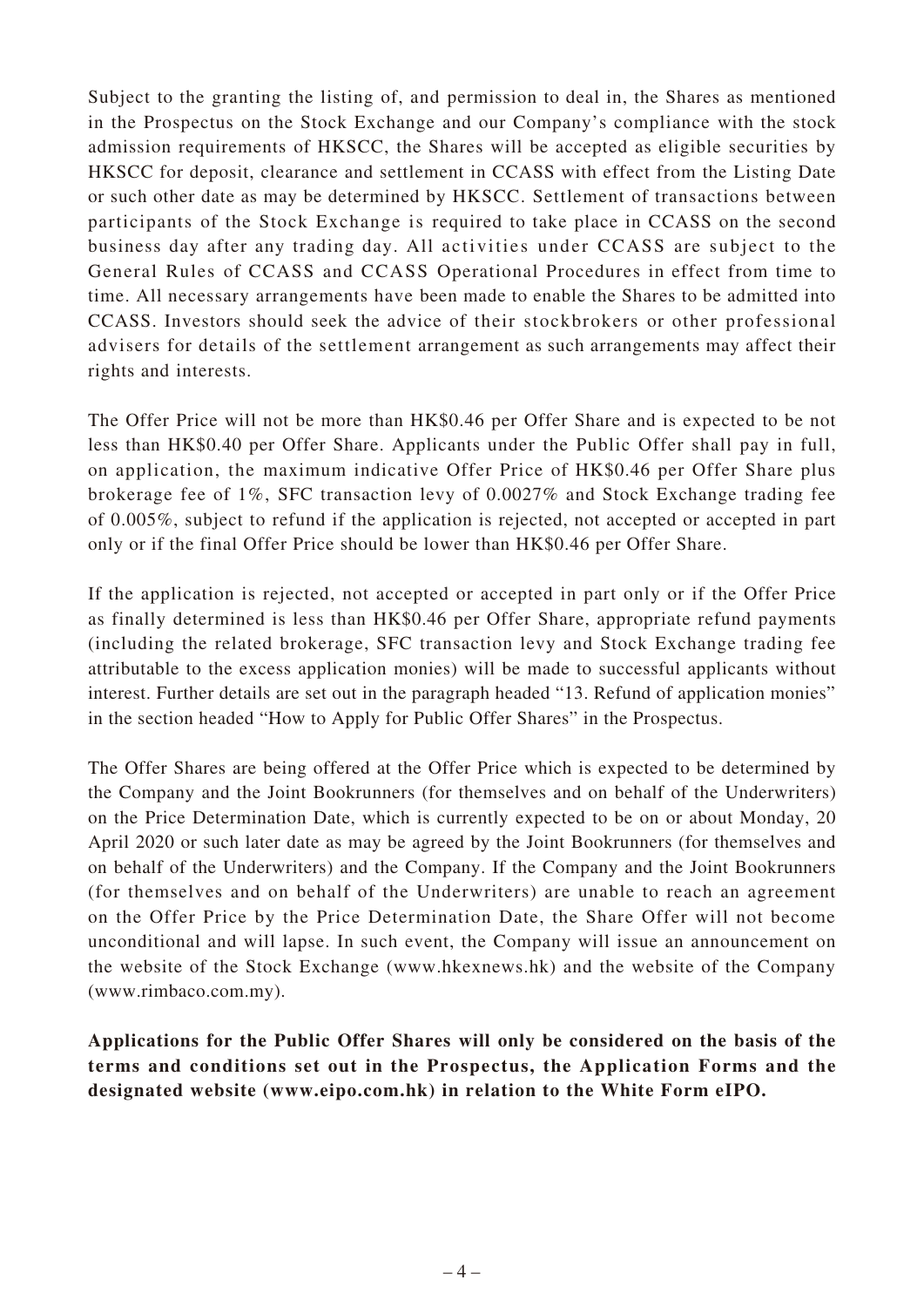Subject to the granting the listing of, and permission to deal in, the Shares as mentioned in the Prospectus on the Stock Exchange and our Company's compliance with the stock admission requirements of HKSCC, the Shares will be accepted as eligible securities by HKSCC for deposit, clearance and settlement in CCASS with effect from the Listing Date or such other date as may be determined by HKSCC. Settlement of transactions between participants of the Stock Exchange is required to take place in CCASS on the second business day after any trading day. All activities under CCASS are subject to the General Rules of CCASS and CCASS Operational Procedures in effect from time to time. All necessary arrangements have been made to enable the Shares to be admitted into CCASS. Investors should seek the advice of their stockbrokers or other professional advisers for details of the settlement arrangement as such arrangements may affect their rights and interests.

The Offer Price will not be more than HK$0.46 per Offer Share and is expected to be not less than HK$0.40 per Offer Share. Applicants under the Public Offer shall pay in full, on application, the maximum indicative Offer Price of HK$0.46 per Offer Share plus brokerage fee of 1%, SFC transaction levy of 0.0027% and Stock Exchange trading fee of 0.005%, subject to refund if the application is rejected, not accepted or accepted in part only or if the final Offer Price should be lower than HK$0.46 per Offer Share.

If the application is rejected, not accepted or accepted in part only or if the Offer Price as finally determined is less than HK$0.46 per Offer Share, appropriate refund payments (including the related brokerage, SFC transaction levy and Stock Exchange trading fee attributable to the excess application monies) will be made to successful applicants without interest. Further details are set out in the paragraph headed "13. Refund of application monies" in the section headed "How to Apply for Public Offer Shares" in the Prospectus.

The Offer Shares are being offered at the Offer Price which is expected to be determined by the Company and the Joint Bookrunners (for themselves and on behalf of the Underwriters) on the Price Determination Date, which is currently expected to be on or about Monday, 20 April 2020 or such later date as may be agreed by the Joint Bookrunners (for themselves and on behalf of the Underwriters) and the Company. If the Company and the Joint Bookrunners (for themselves and on behalf of the Underwriters) are unable to reach an agreement on the Offer Price by the Price Determination Date, the Share Offer will not become unconditional and will lapse. In such event, the Company will issue an announcement on the website of the Stock Exchange (www.hkexnews.hk) and the website of the Company (www.rimbaco.com.my).

**Applications for the Public Offer Shares will only be considered on the basis of the terms and conditions set out in the Prospectus, the Application Forms and the designated website (www.eipo.com.hk) in relation to the White Form eIPO.**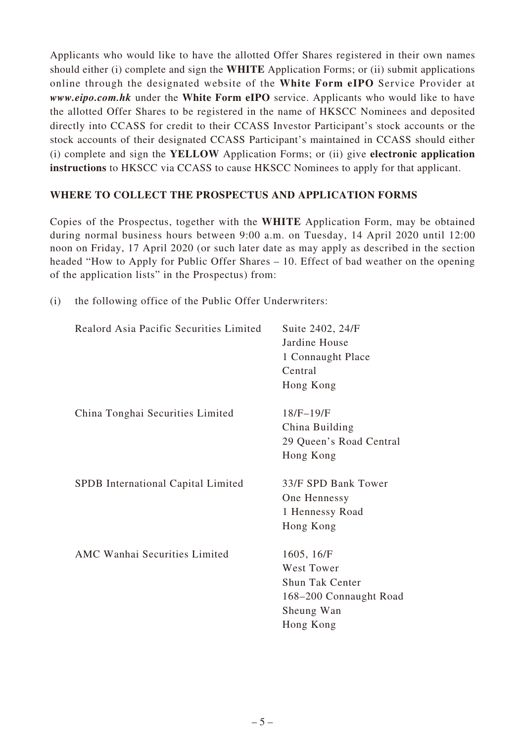Applicants who would like to have the allotted Offer Shares registered in their own names should either (i) complete and sign the **WHITE** Application Forms; or (ii) submit applications online through the designated website of the **White Form eIPO** Service Provider at ***www.eipo.com.hk*** under the **White Form eIPO** service. Applicants who would like to have the allotted Offer Shares to be registered in the name of HKSCC Nominees and deposited directly into CCASS for credit to their CCASS Investor Participant's stock accounts or the stock accounts of their designated CCASS Participant's maintained in CCASS should either (i) complete and sign the **YELLOW** Application Forms; or (ii) give **electronic application instructions** to HKSCC via CCASS to cause HKSCC Nominees to apply for that applicant.

## WHERE TO COLLECT THE PROSPECTUS AND APPLICATION FORMS

Copies of the Prospectus, together with the **WHITE** Application Form, may be obtained during normal business hours between 9:00 a.m. on Tuesday, 14 April 2020 until 12:00 noon on Friday, 17 April 2020 (or such later date as may apply as described in the section headed "How to Apply for Public Offer Shares – 10. Effect of bad weather on the opening of the application lists" in the Prospectus) from:

(i) the following office of the Public Offer Underwriters:

| | |
|---|---|
| Realord Asia Pacific Securities Limited | Suite 2402, 24/F<br>Jardine House<br>1 Connaught Place<br>Central<br>Hong Kong |
| China Tonghai Securities Limited | 18/F–19/F<br>China Building<br>29 Queen's Road Central<br>Hong Kong |
| SPDB International Capital Limited | 33/F SPD Bank Tower<br>One Hennessy<br>1 Hennessy Road<br>Hong Kong |
| AMC Wanhai Securities Limited | 1605, 16/F<br>West Tower<br>Shun Tak Center<br>168–200 Connaught Road<br>Sheung Wan<br>Hong Kong |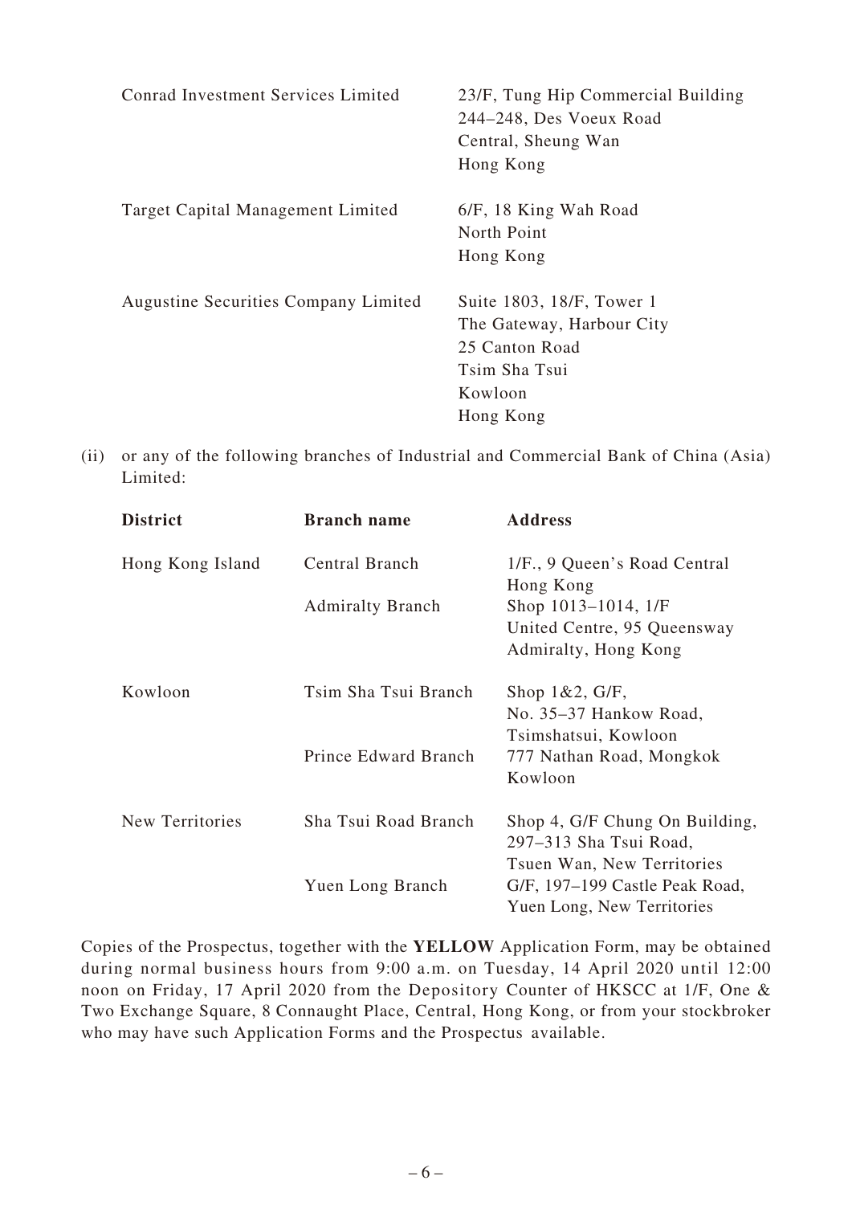| | |
|---|---|
| Conrad Investment Services Limited | 23/F, Tung Hip Commercial Building<br>244–248, Des Voeux Road<br>Central, Sheung Wan<br>Hong Kong |
| Target Capital Management Limited | 6/F, 18 King Wah Road<br>North Point<br>Hong Kong |
| Augustine Securities Company Limited | Suite 1803, 18/F, Tower 1<br>The Gateway, Harbour City<br>25 Canton Road<br>Tsim Sha Tsui<br>Kowloon<br>Hong Kong |

(ii) or any of the following branches of Industrial and Commercial Bank of China (Asia) Limited:

| **District** | **Branch name** | **Address** |
|---|---|---|
| Hong Kong Island | Central Branch | 1/F., 9 Queen's Road Central<br>Hong Kong |
| | Admiralty Branch | Shop 1013–1014, 1/F<br>United Centre, 95 Queensway<br>Admiralty, Hong Kong |
| Kowloon | Tsim Sha Tsui Branch | Shop 1&2, G/F,<br>No. 35–37 Hankow Road,<br>Tsimshatsui, Kowloon |
| | Prince Edward Branch | 777 Nathan Road, Mongkok<br>Kowloon |
| New Territories | Sha Tsui Road Branch | Shop 4, G/F Chung On Building,<br>297–313 Sha Tsui Road,<br>Tsuen Wan, New Territories |
| | Yuen Long Branch | G/F, 197–199 Castle Peak Road,<br>Yuen Long, New Territories |

Copies of the Prospectus, together with the **YELLOW** Application Form, may be obtained during normal business hours from 9:00 a.m. on Tuesday, 14 April 2020 until 12:00 noon on Friday, 17 April 2020 from the Depository Counter of HKSCC at 1/F, One & Two Exchange Square, 8 Connaught Place, Central, Hong Kong, or from your stockbroker who may have such Application Forms and the Prospectus available.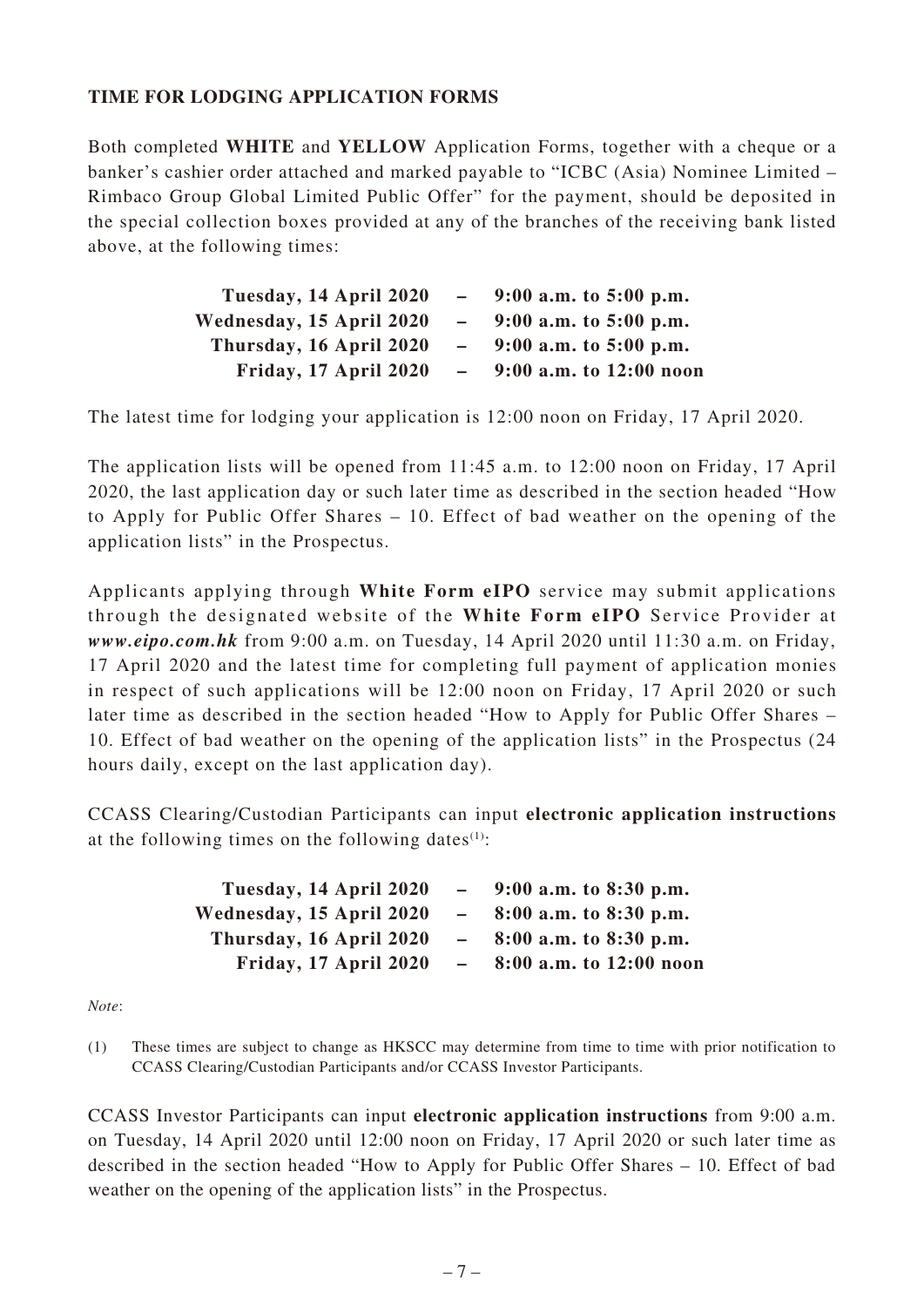**TIME FOR LODGING APPLICATION FORMS**

Both completed **WHITE** and **YELLOW** Application Forms, together with a cheque or a banker's cashier order attached and marked payable to "ICBC (Asia) Nominee Limited – Rimbaco Group Global Limited Public Offer" for the payment, should be deposited in the special collection boxes provided at any of the branches of the receiving bank listed above, at the following times:

| | | |
|---|---|---|
| **Tuesday, 14 April 2020** | **–** | **9:00 a.m. to 5:00 p.m.** |
| **Wednesday, 15 April 2020** | **–** | **9:00 a.m. to 5:00 p.m.** |
| **Thursday, 16 April 2020** | **–** | **9:00 a.m. to 5:00 p.m.** |
| **Friday, 17 April 2020** | **–** | **9:00 a.m. to 12:00 noon** |

The latest time for lodging your application is 12:00 noon on Friday, 17 April 2020.

The application lists will be opened from 11:45 a.m. to 12:00 noon on Friday, 17 April 2020, the last application day or such later time as described in the section headed "How to Apply for Public Offer Shares – 10. Effect of bad weather on the opening of the application lists" in the Prospectus.

Applicants applying through **White Form eIPO** service may submit applications through the designated website of the **White Form eIPO** Service Provider at ***www.eipo.com.hk*** from 9:00 a.m. on Tuesday, 14 April 2020 until 11:30 a.m. on Friday, 17 April 2020 and the latest time for completing full payment of application monies in respect of such applications will be 12:00 noon on Friday, 17 April 2020 or such later time as described in the section headed "How to Apply for Public Offer Shares – 10. Effect of bad weather on the opening of the application lists" in the Prospectus (24 hours daily, except on the last application day).

CCASS Clearing/Custodian Participants can input **electronic application instructions** at the following times on the following dates[(1)]:

| | | |
|---|---|---|
| **Tuesday, 14 April 2020** | **–** | **9:00 a.m. to 8:30 p.m.** |
| **Wednesday, 15 April 2020** | **–** | **8:00 a.m. to 8:30 p.m.** |
| **Thursday, 16 April 2020** | **–** | **8:00 a.m. to 8:30 p.m.** |
| **Friday, 17 April 2020** | **–** | **8:00 a.m. to 12:00 noon** |

*Note*:

(1) These times are subject to change as HKSCC may determine from time to time with prior notification to CCASS Clearing/Custodian Participants and/or CCASS Investor Participants.

CCASS Investor Participants can input **electronic application instructions** from 9:00 a.m. on Tuesday, 14 April 2020 until 12:00 noon on Friday, 17 April 2020 or such later time as described in the section headed "How to Apply for Public Offer Shares – 10. Effect of bad weather on the opening of the application lists" in the Prospectus.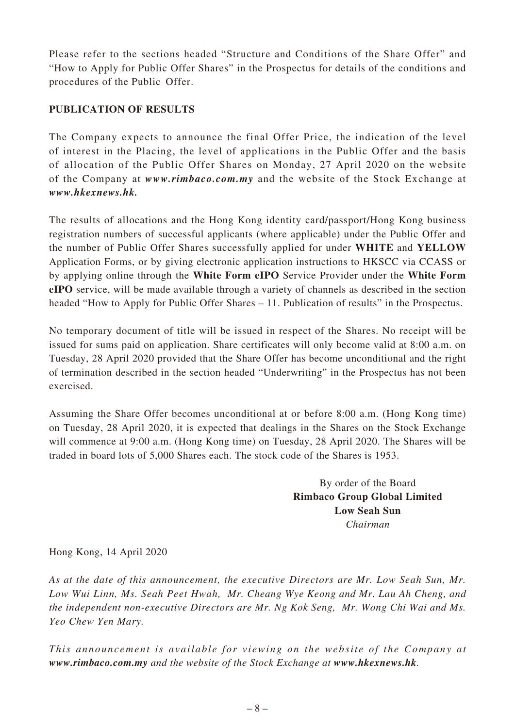Please refer to the sections headed "Structure and Conditions of the Share Offer" and "How to Apply for Public Offer Shares" in the Prospectus for details of the conditions and procedures of the Public Offer.

**PUBLICATION OF RESULTS**

The Company expects to announce the final Offer Price, the indication of the level of interest in the Placing, the level of applications in the Public Offer and the basis of allocation of the Public Offer Shares on Monday, 27 April 2020 on the website of the Company at ***www.rimbaco.com.my*** and the website of the Stock Exchange at ***www.hkexnews.hk.***

The results of allocations and the Hong Kong identity card/passport/Hong Kong business registration numbers of successful applicants (where applicable) under the Public Offer and the number of Public Offer Shares successfully applied for under **WHITE** and **YELLOW** Application Forms, or by giving electronic application instructions to HKSCC via CCASS or by applying online through the **White Form eIPO** Service Provider under the **White Form eIPO** service, will be made available through a variety of channels as described in the section headed "How to Apply for Public Offer Shares – 11. Publication of results" in the Prospectus.

No temporary document of title will be issued in respect of the Shares. No receipt will be issued for sums paid on application. Share certificates will only become valid at 8:00 a.m. on Tuesday, 28 April 2020 provided that the Share Offer has become unconditional and the right of termination described in the section headed "Underwriting" in the Prospectus has not been exercised.

Assuming the Share Offer becomes unconditional at or before 8:00 a.m. (Hong Kong time) on Tuesday, 28 April 2020, it is expected that dealings in the Shares on the Stock Exchange will commence at 9:00 a.m. (Hong Kong time) on Tuesday, 28 April 2020. The Shares will be traded in board lots of 5,000 Shares each. The stock code of the Shares is 1953.

By order of the Board
**Rimbaco Group Global Limited**
**Low Seah Sun**
*Chairman*

Hong Kong, 14 April 2020

*As at the date of this announcement, the executive Directors are Mr. Low Seah Sun, Mr. Low Wui Linn, Ms. Seah Peet Hwah, Mr. Cheang Wye Keong and Mr. Lau Ah Cheng, and the independent non-executive Directors are Mr. Ng Kok Seng, Mr. Wong Chi Wai and Ms. Yeo Chew Yen Mary.*

*This announcement is available for viewing on the website of the Company at **www.rimbaco.com.my** and the website of the Stock Exchange at **www.hkexnews.hk**.*